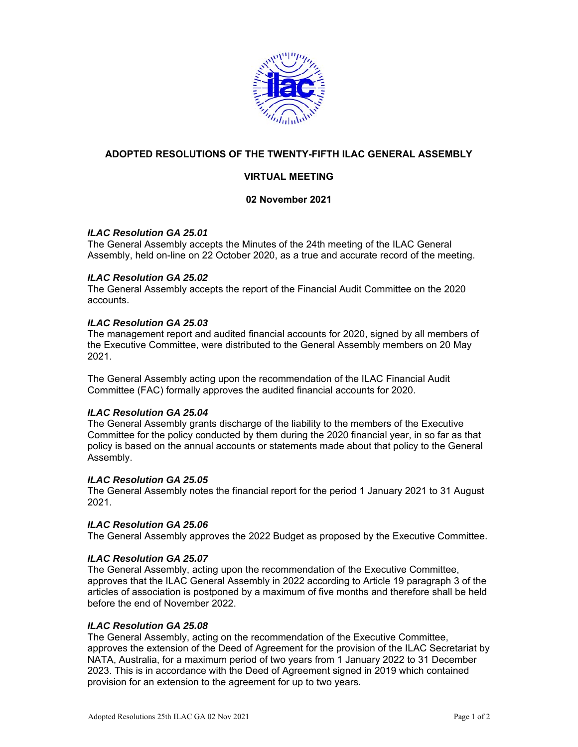# ADOPTED RESOLUTIONS OF THE TWENTY-FIFTH ILAC GENERAL ASSEMBLY

## VIRTUAL MEETING

## 02 November 2021

***ILAC Resolution GA 25.01***
The General Assembly accepts the Minutes of the 24th meeting of the ILAC General Assembly, held on-line on 22 October 2020, as a true and accurate record of the meeting.

***ILAC Resolution GA 25.02***
The General Assembly accepts the report of the Financial Audit Committee on the 2020 accounts.

***ILAC Resolution GA 25.03***
The management report and audited financial accounts for 2020, signed by all members of the Executive Committee, were distributed to the General Assembly members on 20 May 2021.

The General Assembly acting upon the recommendation of the ILAC Financial Audit Committee (FAC) formally approves the audited financial accounts for 2020.

***ILAC Resolution GA 25.04***
The General Assembly grants discharge of the liability to the members of the Executive Committee for the policy conducted by them during the 2020 financial year, in so far as that policy is based on the annual accounts or statements made about that policy to the General Assembly.

***ILAC Resolution GA 25.05***
The General Assembly notes the financial report for the period 1 January 2021 to 31 August 2021.

***ILAC Resolution GA 25.06***
The General Assembly approves the 2022 Budget as proposed by the Executive Committee.

***ILAC Resolution GA 25.07***
The General Assembly, acting upon the recommendation of the Executive Committee, approves that the ILAC General Assembly in 2022 according to Article 19 paragraph 3 of the articles of association is postponed by a maximum of five months and therefore shall be held before the end of November 2022.

***ILAC Resolution GA 25.08***
The General Assembly, acting on the recommendation of the Executive Committee, approves the extension of the Deed of Agreement for the provision of the ILAC Secretariat by NATA, Australia, for a maximum period of two years from 1 January 2022 to 31 December 2023. This is in accordance with the Deed of Agreement signed in 2019 which contained provision for an extension to the agreement for up to two years.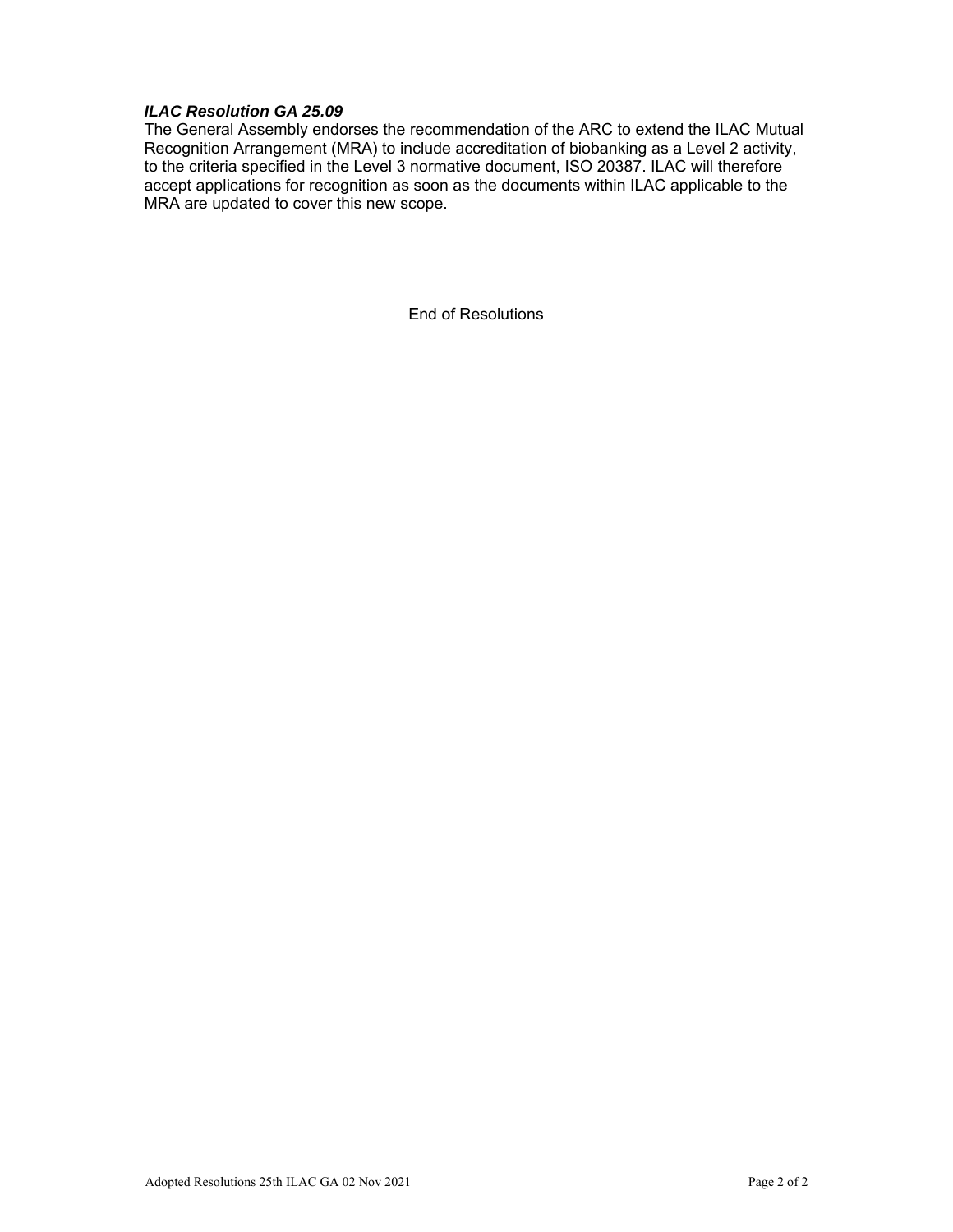***ILAC Resolution GA 25.09***

The General Assembly endorses the recommendation of the ARC to extend the ILAC Mutual Recognition Arrangement (MRA) to include accreditation of biobanking as a Level 2 activity, to the criteria specified in the Level 3 normative document, ISO 20387. ILAC will therefore accept applications for recognition as soon as the documents within ILAC applicable to the MRA are updated to cover this new scope.

End of Resolutions